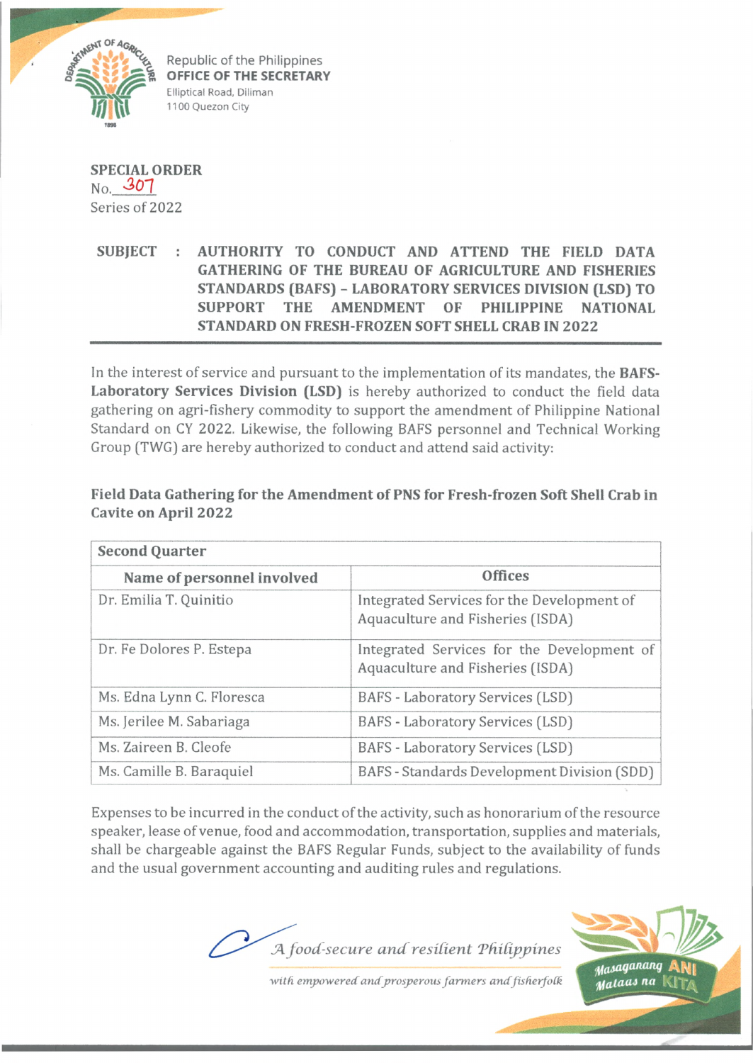Republic of the Philippines
**OFFICE OF THE SECRETARY**
Elliptical Road, Diliman
1100 Quezon City

**SPECIAL ORDER**
No. 307
Series of 2022

**SUBJECT : AUTHORITY TO CONDUCT AND ATTEND THE FIELD DATA GATHERING OF THE BUREAU OF AGRICULTURE AND FISHERIES STANDARDS (BAFS) – LABORATORY SERVICES DIVISION (LSD) TO SUPPORT THE AMENDMENT OF PHILIPPINE NATIONAL STANDARD ON FRESH-FROZEN SOFT SHELL CRAB IN 2022**

In the interest of service and pursuant to the implementation of its mandates, the **BAFS-Laboratory Services Division (LSD)** is hereby authorized to conduct the field data gathering on agri-fishery commodity to support the amendment of Philippine National Standard on CY 2022. Likewise, the following BAFS personnel and Technical Working Group (TWG) are hereby authorized to conduct and attend said activity:

**Field Data Gathering for the Amendment of PNS for Fresh-frozen Soft Shell Crab in Cavite on April 2022**

| **Second Quarter** | |
|---|---|
| **Name of personnel involved** | **Offices** |
| Dr. Emilia T. Quinitio | Integrated Services for the Development of Aquaculture and Fisheries (ISDA) |
| Dr. Fe Dolores P. Estepa | Integrated Services for the Development of Aquaculture and Fisheries (ISDA) |
| Ms. Edna Lynn C. Floresca | BAFS - Laboratory Services (LSD) |
| Ms. Jerilee M. Sabariaga | BAFS - Laboratory Services (LSD) |
| Ms. Zaireen B. Cleofe | BAFS - Laboratory Services (LSD) |
| Ms. Camille B. Baraquiel | BAFS - Standards Development Division (SDD) |

Expenses to be incurred in the conduct of the activity, such as honorarium of the resource speaker, lease of venue, food and accommodation, transportation, supplies and materials, shall be chargeable against the BAFS Regular Funds, subject to the availability of funds and the usual government accounting and auditing rules and regulations.

*A food-secure and resilient Philippines*
*with empowered and prosperous farmers and fisherfolk*

Masaganang ANI Mataas na KITA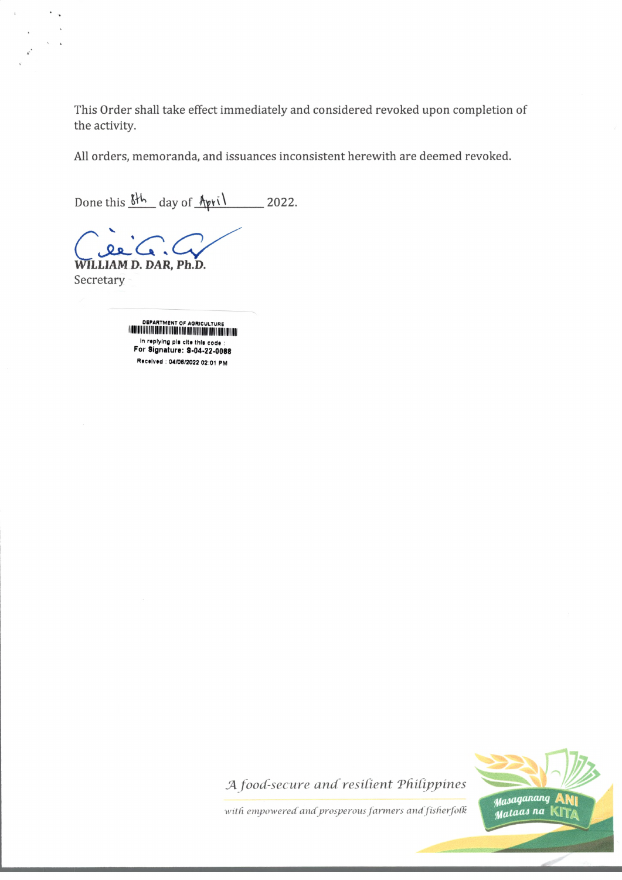This Order shall take effect immediately and considered revoked upon completion of the activity.

All orders, memoranda, and issuances inconsistent herewith are deemed revoked.

Done this 8th day of April 2022.

**WILLIAM D. DAR, Ph.D.**
Secretary

DEPARTMENT OF AGRICULTURE
In replying pls cite this code :
For Signature: S-04-22-0088
Received : 04/06/2022 02:01 PM

*A food-secure and resilient Philippines*

*with empowered and prosperous farmers and fisherfolk*

Masaganang ANI Mataas na KITA